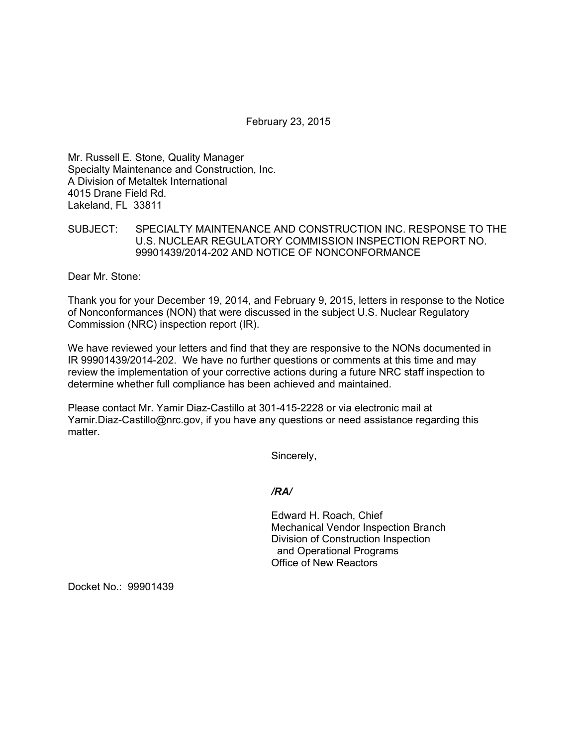February 23, 2015

Mr. Russell E. Stone, Quality Manager
Specialty Maintenance and Construction, Inc.
A Division of Metaltek International
4015 Drane Field Rd.
Lakeland, FL 33811

SUBJECT: SPECIALTY MAINTENANCE AND CONSTRUCTION INC. RESPONSE TO THE U.S. NUCLEAR REGULATORY COMMISSION INSPECTION REPORT NO. 99901439/2014-202 AND NOTICE OF NONCONFORMANCE

Dear Mr. Stone:

Thank you for your December 19, 2014, and February 9, 2015, letters in response to the Notice of Nonconformances (NON) that were discussed in the subject U.S. Nuclear Regulatory Commission (NRC) inspection report (IR).

We have reviewed your letters and find that they are responsive to the NONs documented in IR 99901439/2014-202. We have no further questions or comments at this time and may review the implementation of your corrective actions during a future NRC staff inspection to determine whether full compliance has been achieved and maintained.

Please contact Mr. Yamir Diaz-Castillo at 301-415-2228 or via electronic mail at Yamir.Diaz-Castillo@nrc.gov, if you have any questions or need assistance regarding this matter.

Sincerely,

*/RA/*

Edward H. Roach, Chief
Mechanical Vendor Inspection Branch
Division of Construction Inspection
and Operational Programs
Office of New Reactors

Docket No.: 99901439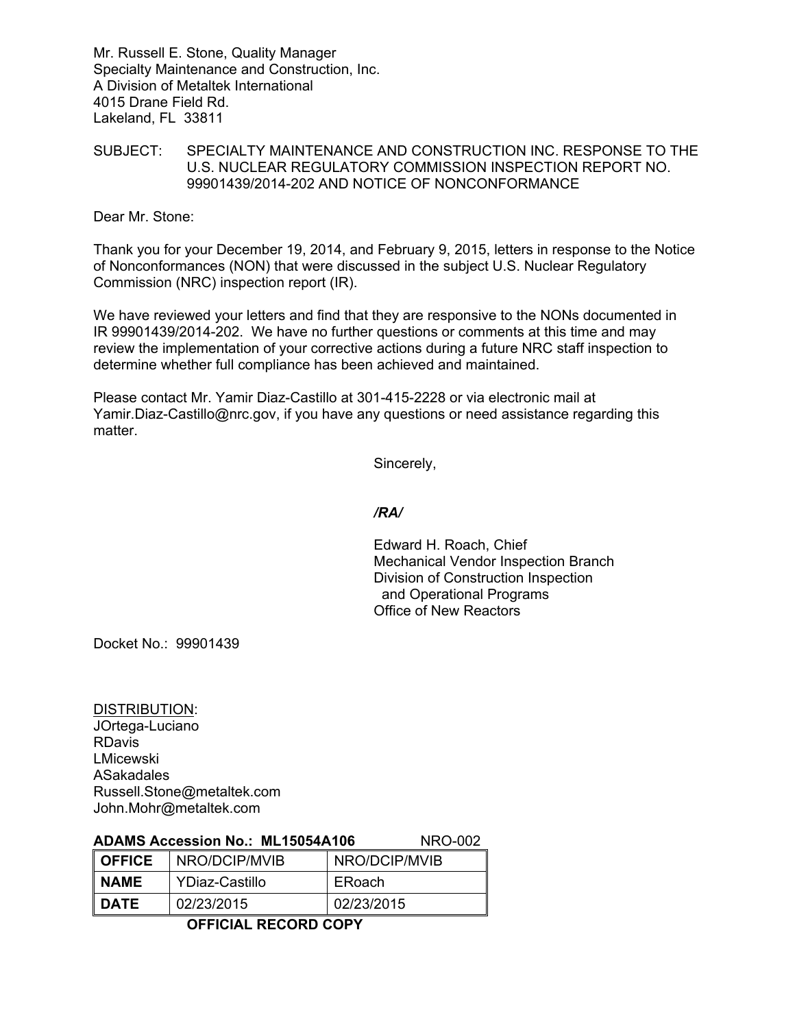Mr. Russell E. Stone, Quality Manager
Specialty Maintenance and Construction, Inc.
A Division of Metaltek International
4015 Drane Field Rd.
Lakeland, FL 33811

SUBJECT: SPECIALTY MAINTENANCE AND CONSTRUCTION INC. RESPONSE TO THE U.S. NUCLEAR REGULATORY COMMISSION INSPECTION REPORT NO. 99901439/2014-202 AND NOTICE OF NONCONFORMANCE

Dear Mr. Stone:

Thank you for your December 19, 2014, and February 9, 2015, letters in response to the Notice of Nonconformances (NON) that were discussed in the subject U.S. Nuclear Regulatory Commission (NRC) inspection report (IR).

We have reviewed your letters and find that they are responsive to the NONs documented in IR 99901439/2014-202. We have no further questions or comments at this time and may review the implementation of your corrective actions during a future NRC staff inspection to determine whether full compliance has been achieved and maintained.

Please contact Mr. Yamir Diaz-Castillo at 301-415-2228 or via electronic mail at Yamir.Diaz-Castillo@nrc.gov, if you have any questions or need assistance regarding this matter.

Sincerely,

*/RA/*

Edward H. Roach, Chief
Mechanical Vendor Inspection Branch
Division of Construction Inspection
and Operational Programs
Office of New Reactors

Docket No.: 99901439

DISTRIBUTION:
JOrtega-Luciano
RDavis
LMicewski
ASakadales
Russell.Stone@metaltek.com
John.Mohr@metaltek.com

**ADAMS Accession No.: ML15054A106** NRO-002

| **OFFICE** | NRO/DCIP/MVIB | NRO/DCIP/MVIB |
|---|---|---|
| **NAME** | YDiaz-Castillo | ERoach |
| **DATE** | 02/23/2015 | 02/23/2015 |

**OFFICIAL RECORD COPY**